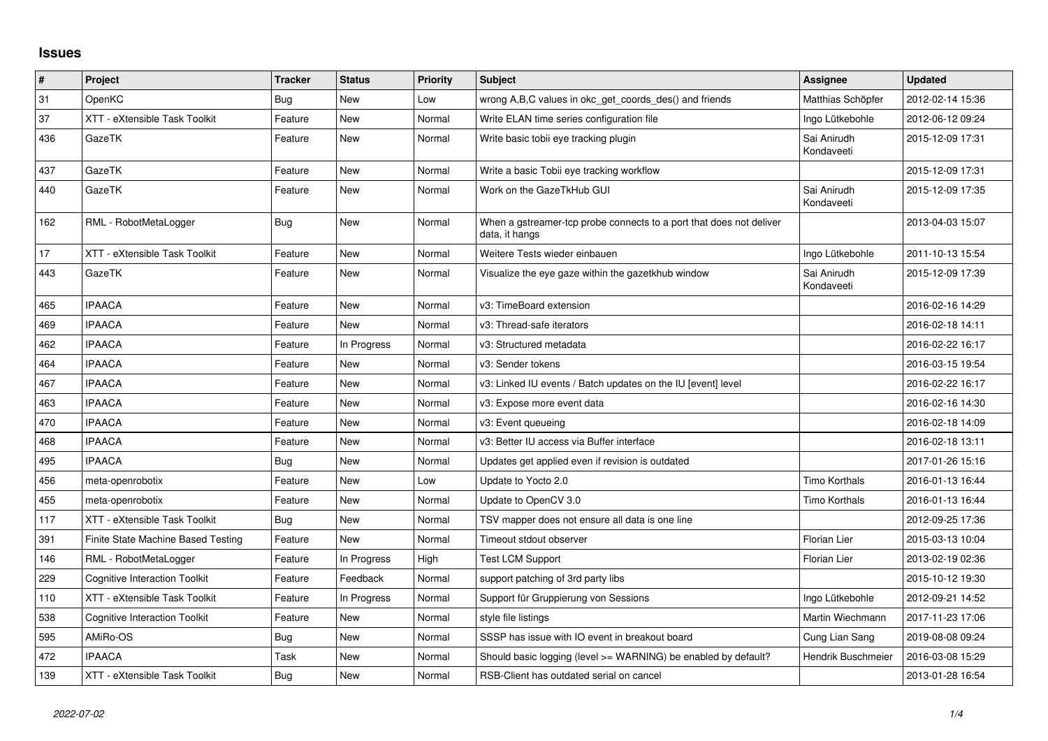# Issues

| # | Project | Tracker | Status | Priority | Subject | Assignee | Updated |
|---|---|---|---|---|---|---|---|
| 31 | OpenKC | Bug | New | Low | wrong A,B,C values in okc_get_coords_des() and friends | Matthias Schöpfer | 2012-02-14 15:36 |
| 37 | XTT - eXtensible Task Toolkit | Feature | New | Normal | Write ELAN time series configuration file | Ingo Lütkebohle | 2012-06-12 09:24 |
| 436 | GazeTK | Feature | New | Normal | Write basic tobii eye tracking plugin | Sai Anirudh Kondaveeti | 2015-12-09 17:31 |
| 437 | GazeTK | Feature | New | Normal | Write a basic Tobii eye tracking workflow | | 2015-12-09 17:31 |
| 440 | GazeTK | Feature | New | Normal | Work on the GazeTkHub GUI | Sai Anirudh Kondaveeti | 2015-12-09 17:35 |
| 162 | RML - RobotMetaLogger | Bug | New | Normal | When a gstreamer-tcp probe connects to a port that does not deliver data, it hangs | | 2013-04-03 15:07 |
| 17 | XTT - eXtensible Task Toolkit | Feature | New | Normal | Weitere Tests wieder einbauen | Ingo Lütkebohle | 2011-10-13 15:54 |
| 443 | GazeTK | Feature | New | Normal | Visualize the eye gaze within the gazetkhub window | Sai Anirudh Kondaveeti | 2015-12-09 17:39 |
| 465 | IPAACA | Feature | New | Normal | v3: TimeBoard extension | | 2016-02-16 14:29 |
| 469 | IPAACA | Feature | New | Normal | v3: Thread-safe iterators | | 2016-02-18 14:11 |
| 462 | IPAACA | Feature | In Progress | Normal | v3: Structured metadata | | 2016-02-22 16:17 |
| 464 | IPAACA | Feature | New | Normal | v3: Sender tokens | | 2016-03-15 19:54 |
| 467 | IPAACA | Feature | New | Normal | v3: Linked IU events / Batch updates on the IU [event] level | | 2016-02-22 16:17 |
| 463 | IPAACA | Feature | New | Normal | v3: Expose more event data | | 2016-02-16 14:30 |
| 470 | IPAACA | Feature | New | Normal | v3: Event queueing | | 2016-02-18 14:09 |
| 468 | IPAACA | Feature | New | Normal | v3: Better IU access via Buffer interface | | 2016-02-18 13:11 |
| 495 | IPAACA | Bug | New | Normal | Updates get applied even if revision is outdated | | 2017-01-26 15:16 |
| 456 | meta-openrobotix | Feature | New | Low | Update to Yocto 2.0 | Timo Korthals | 2016-01-13 16:44 |
| 455 | meta-openrobotix | Feature | New | Normal | Update to OpenCV 3.0 | Timo Korthals | 2016-01-13 16:44 |
| 117 | XTT - eXtensible Task Toolkit | Bug | New | Normal | TSV mapper does not ensure all data is one line | | 2012-09-25 17:36 |
| 391 | Finite State Machine Based Testing | Feature | New | Normal | Timeout stdout observer | Florian Lier | 2015-03-13 10:04 |
| 146 | RML - RobotMetaLogger | Feature | In Progress | High | Test LCM Support | Florian Lier | 2013-02-19 02:36 |
| 229 | Cognitive Interaction Toolkit | Feature | Feedback | Normal | support patching of 3rd party libs | | 2015-10-12 19:30 |
| 110 | XTT - eXtensible Task Toolkit | Feature | In Progress | Normal | Support für Gruppierung von Sessions | Ingo Lütkebohle | 2012-09-21 14:52 |
| 538 | Cognitive Interaction Toolkit | Feature | New | Normal | style file listings | Martin Wiechmann | 2017-11-23 17:06 |
| 595 | AMiRo-OS | Bug | New | Normal | SSSP has issue with IO event in breakout board | Cung Lian Sang | 2019-08-08 09:24 |
| 472 | IPAACA | Task | New | Normal | Should basic logging (level >= WARNING) be enabled by default? | Hendrik Buschmeier | 2016-03-08 15:29 |
| 139 | XTT - eXtensible Task Toolkit | Bug | New | Normal | RSB-Client has outdated serial on cancel | | 2013-01-28 16:54 |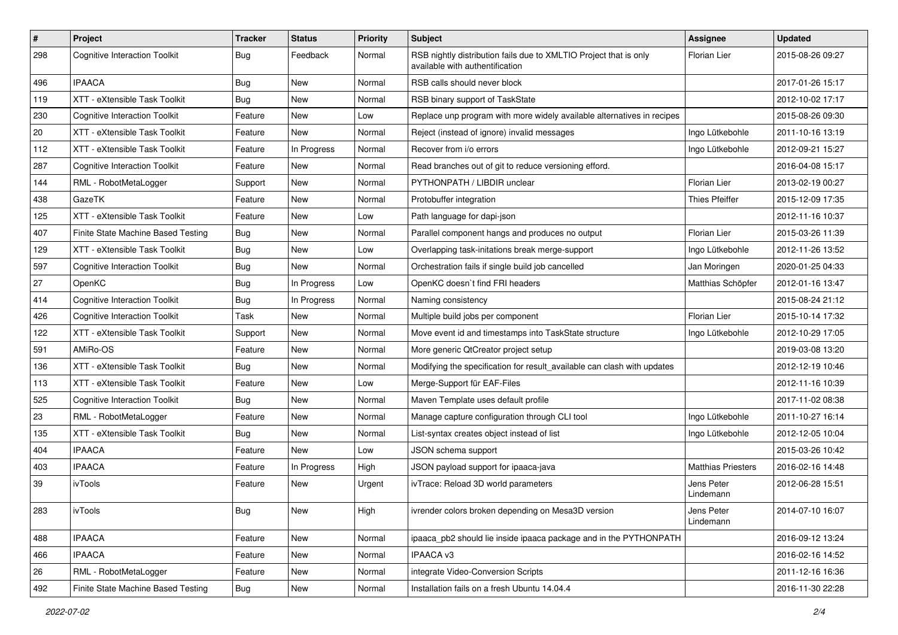| # | Project | Tracker | Status | Priority | Subject | Assignee | Updated |
|---|---|---|---|---|---|---|---|
| 298 | Cognitive Interaction Toolkit | Bug | Feedback | Normal | RSB nightly distribution fails due to XMLTIO Project that is only available with authentification | Florian Lier | 2015-08-26 09:27 |
| 496 | IPAACA | Bug | New | Normal | RSB calls should never block | | 2017-01-26 15:17 |
| 119 | XTT - eXtensible Task Toolkit | Bug | New | Normal | RSB binary support of TaskState | | 2012-10-02 17:17 |
| 230 | Cognitive Interaction Toolkit | Feature | New | Low | Replace unp program with more widely available alternatives in recipes | | 2015-08-26 09:30 |
| 20 | XTT - eXtensible Task Toolkit | Feature | New | Normal | Reject (instead of ignore) invalid messages | Ingo Lütkebohle | 2011-10-16 13:19 |
| 112 | XTT - eXtensible Task Toolkit | Feature | In Progress | Normal | Recover from i/o errors | Ingo Lütkebohle | 2012-09-21 15:27 |
| 287 | Cognitive Interaction Toolkit | Feature | New | Normal | Read branches out of git to reduce versioning efford. | | 2016-04-08 15:17 |
| 144 | RML - RobotMetaLogger | Support | New | Normal | PYTHONPATH / LIBDIR unclear | Florian Lier | 2013-02-19 00:27 |
| 438 | GazeTK | Feature | New | Normal | Protobuffer integration | Thies Pfeiffer | 2015-12-09 17:35 |
| 125 | XTT - eXtensible Task Toolkit | Feature | New | Low | Path language for dapi-json | | 2012-11-16 10:37 |
| 407 | Finite State Machine Based Testing | Bug | New | Normal | Parallel component hangs and produces no output | Florian Lier | 2015-03-26 11:39 |
| 129 | XTT - eXtensible Task Toolkit | Bug | New | Low | Overlapping task-initations break merge-support | Ingo Lütkebohle | 2012-11-26 13:52 |
| 597 | Cognitive Interaction Toolkit | Bug | New | Normal | Orchestration fails if single build job cancelled | Jan Moringen | 2020-01-25 04:33 |
| 27 | OpenKC | Bug | In Progress | Low | OpenKC doesn`t find FRI headers | Matthias Schöpfer | 2012-01-16 13:47 |
| 414 | Cognitive Interaction Toolkit | Bug | In Progress | Normal | Naming consistency | | 2015-08-24 21:12 |
| 426 | Cognitive Interaction Toolkit | Task | New | Normal | Multiple build jobs per component | Florian Lier | 2015-10-14 17:32 |
| 122 | XTT - eXtensible Task Toolkit | Support | New | Normal | Move event id and timestamps into TaskState structure | Ingo Lütkebohle | 2012-10-29 17:05 |
| 591 | AMiRo-OS | Feature | New | Normal | More generic QtCreator project setup | | 2019-03-08 13:20 |
| 136 | XTT - eXtensible Task Toolkit | Bug | New | Normal | Modifying the specification for result_available can clash with updates | | 2012-12-19 10:46 |
| 113 | XTT - eXtensible Task Toolkit | Feature | New | Low | Merge-Support für EAF-Files | | 2012-11-16 10:39 |
| 525 | Cognitive Interaction Toolkit | Bug | New | Normal | Maven Template uses default profile | | 2017-11-02 08:38 |
| 23 | RML - RobotMetaLogger | Feature | New | Normal | Manage capture configuration through CLI tool | Ingo Lütkebohle | 2011-10-27 16:14 |
| 135 | XTT - eXtensible Task Toolkit | Bug | New | Normal | List-syntax creates object instead of list | Ingo Lütkebohle | 2012-12-05 10:04 |
| 404 | IPAACA | Feature | New | Low | JSON schema support | | 2015-03-26 10:42 |
| 403 | IPAACA | Feature | In Progress | High | JSON payload support for ipaaca-java | Matthias Priesters | 2016-02-16 14:48 |
| 39 | ivTools | Feature | New | Urgent | ivTrace: Reload 3D world parameters | Jens Peter Lindemann | 2012-06-28 15:51 |
| 283 | ivTools | Bug | New | High | ivrender colors broken depending on Mesa3D version | Jens Peter Lindemann | 2014-07-10 16:07 |
| 488 | IPAACA | Feature | New | Normal | ipaaca_pb2 should lie inside ipaaca package and in the PYTHONPATH | | 2016-09-12 13:24 |
| 466 | IPAACA | Feature | New | Normal | IPAACA v3 | | 2016-02-16 14:52 |
| 26 | RML - RobotMetaLogger | Feature | New | Normal | integrate Video-Conversion Scripts | | 2011-12-16 16:36 |
| 492 | Finite State Machine Based Testing | Bug | New | Normal | Installation fails on a fresh Ubuntu 14.04.4 | | 2016-11-30 22:28 |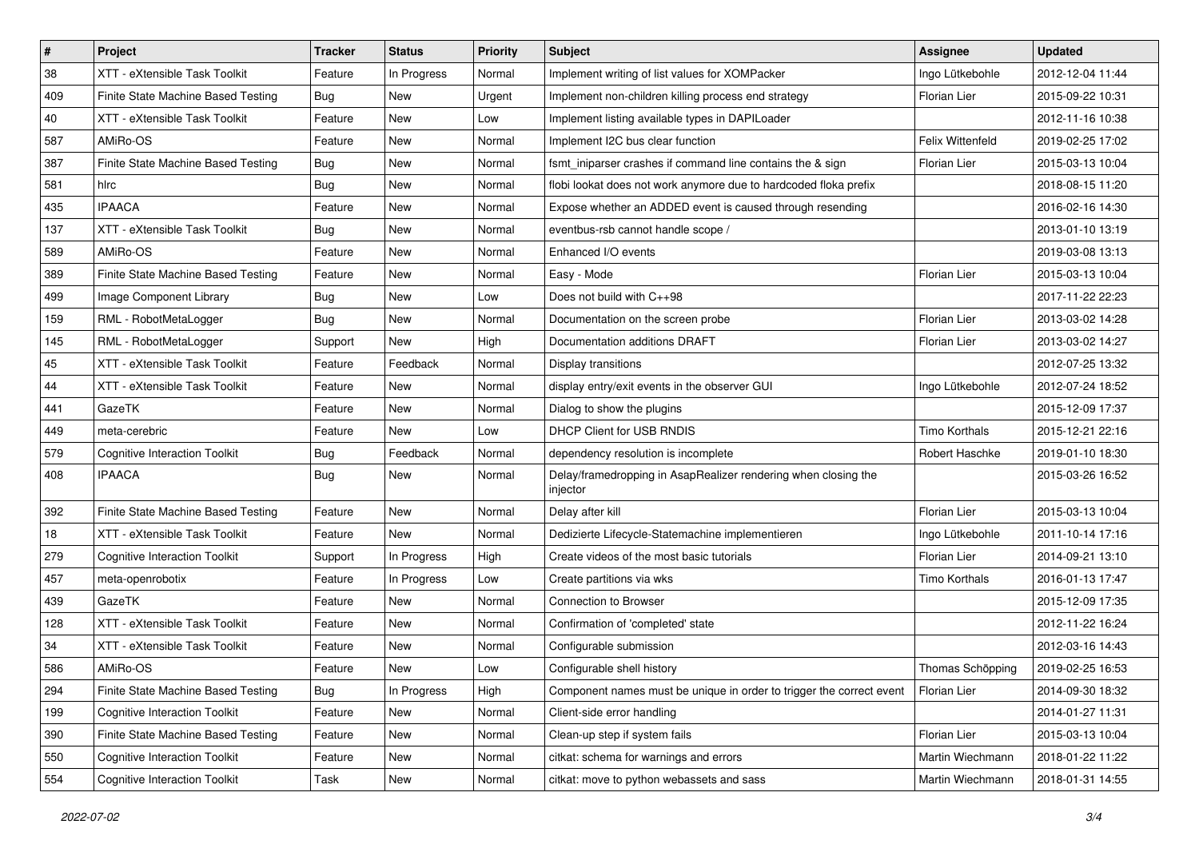| # | Project | Tracker | Status | Priority | Subject | Assignee | Updated |
|---|---|---|---|---|---|---|---|
| 38 | XTT - eXtensible Task Toolkit | Feature | In Progress | Normal | Implement writing of list values for XOMPacker | Ingo Lütkebohle | 2012-12-04 11:44 |
| 409 | Finite State Machine Based Testing | Bug | New | Urgent | Implement non-children killing process end strategy | Florian Lier | 2015-09-22 10:31 |
| 40 | XTT - eXtensible Task Toolkit | Feature | New | Low | Implement listing available types in DAPILoader | | 2012-11-16 10:38 |
| 587 | AMiRo-OS | Feature | New | Normal | Implement I2C bus clear function | Felix Wittenfeld | 2019-02-25 17:02 |
| 387 | Finite State Machine Based Testing | Bug | New | Normal | fsmt_iniparser crashes if command line contains the & sign | Florian Lier | 2015-03-13 10:04 |
| 581 | hlrc | Bug | New | Normal | flobi lookat does not work anymore due to hardcoded floka prefix | | 2018-08-15 11:20 |
| 435 | IPAACA | Feature | New | Normal | Expose whether an ADDED event is caused through resending | | 2016-02-16 14:30 |
| 137 | XTT - eXtensible Task Toolkit | Bug | New | Normal | eventbus-rsb cannot handle scope / | | 2013-01-10 13:19 |
| 589 | AMiRo-OS | Feature | New | Normal | Enhanced I/O events | | 2019-03-08 13:13 |
| 389 | Finite State Machine Based Testing | Feature | New | Normal | Easy - Mode | Florian Lier | 2015-03-13 10:04 |
| 499 | Image Component Library | Bug | New | Low | Does not build with C++98 | | 2017-11-22 22:23 |
| 159 | RML - RobotMetaLogger | Bug | New | Normal | Documentation on the screen probe | Florian Lier | 2013-03-02 14:28 |
| 145 | RML - RobotMetaLogger | Support | New | High | Documentation additions DRAFT | Florian Lier | 2013-03-02 14:27 |
| 45 | XTT - eXtensible Task Toolkit | Feature | Feedback | Normal | Display transitions | | 2012-07-25 13:32 |
| 44 | XTT - eXtensible Task Toolkit | Feature | New | Normal | display entry/exit events in the observer GUI | Ingo Lütkebohle | 2012-07-24 18:52 |
| 441 | GazeTK | Feature | New | Normal | Dialog to show the plugins | | 2015-12-09 17:37 |
| 449 | meta-cerebric | Feature | New | Low | DHCP Client for USB RNDIS | Timo Korthals | 2015-12-21 22:16 |
| 579 | Cognitive Interaction Toolkit | Bug | Feedback | Normal | dependency resolution is incomplete | Robert Haschke | 2019-01-10 18:30 |
| 408 | IPAACA | Bug | New | Normal | Delay/framedropping in AsapRealizer rendering when closing the injector | | 2015-03-26 16:52 |
| 392 | Finite State Machine Based Testing | Feature | New | Normal | Delay after kill | Florian Lier | 2015-03-13 10:04 |
| 18 | XTT - eXtensible Task Toolkit | Feature | New | Normal | Dedizierte Lifecycle-Statemachine implementieren | Ingo Lütkebohle | 2011-10-14 17:16 |
| 279 | Cognitive Interaction Toolkit | Support | In Progress | High | Create videos of the most basic tutorials | Florian Lier | 2014-09-21 13:10 |
| 457 | meta-openrobotix | Feature | In Progress | Low | Create partitions via wks | Timo Korthals | 2016-01-13 17:47 |
| 439 | GazeTK | Feature | New | Normal | Connection to Browser | | 2015-12-09 17:35 |
| 128 | XTT - eXtensible Task Toolkit | Feature | New | Normal | Confirmation of 'completed' state | | 2012-11-22 16:24 |
| 34 | XTT - eXtensible Task Toolkit | Feature | New | Normal | Configurable submission | | 2012-03-16 14:43 |
| 586 | AMiRo-OS | Feature | New | Low | Configurable shell history | Thomas Schöpping | 2019-02-25 16:53 |
| 294 | Finite State Machine Based Testing | Bug | In Progress | High | Component names must be unique in order to trigger the correct event | Florian Lier | 2014-09-30 18:32 |
| 199 | Cognitive Interaction Toolkit | Feature | New | Normal | Client-side error handling | | 2014-01-27 11:31 |
| 390 | Finite State Machine Based Testing | Feature | New | Normal | Clean-up step if system fails | Florian Lier | 2015-03-13 10:04 |
| 550 | Cognitive Interaction Toolkit | Feature | New | Normal | citkat: schema for warnings and errors | Martin Wiechmann | 2018-01-22 11:22 |
| 554 | Cognitive Interaction Toolkit | Task | New | Normal | citkat: move to python webassets and sass | Martin Wiechmann | 2018-01-31 14:55 |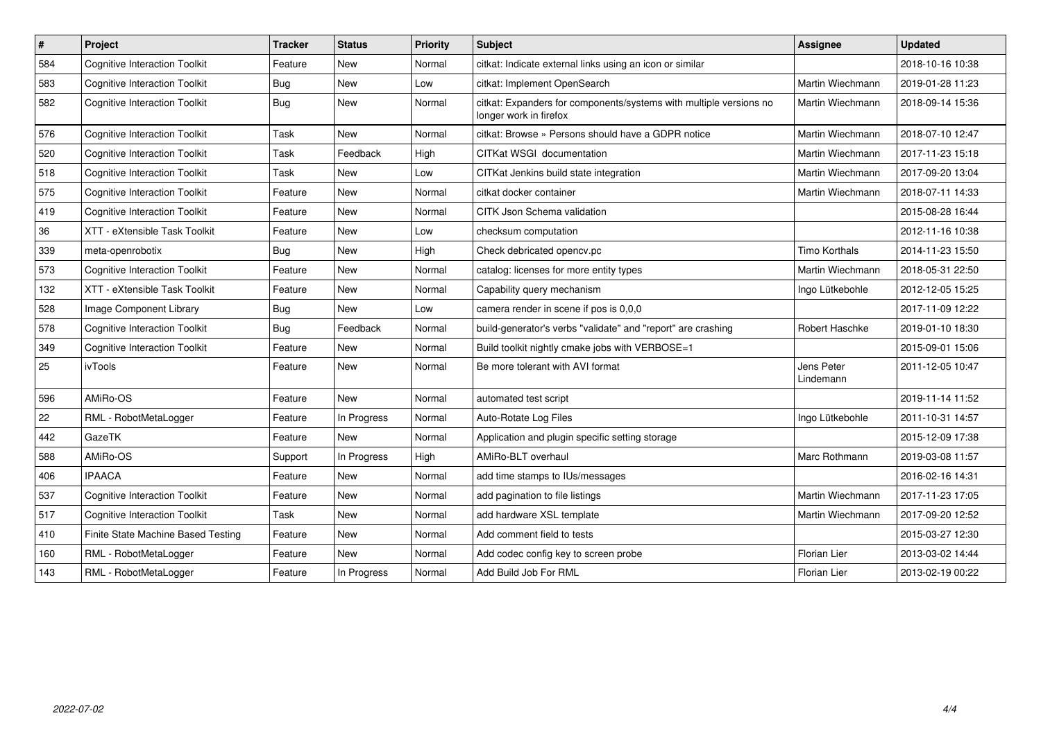| # | Project | Tracker | Status | Priority | Subject | Assignee | Updated |
|---|---|---|---|---|---|---|---|
| 584 | Cognitive Interaction Toolkit | Feature | New | Normal | citkat: Indicate external links using an icon or similar | | 2018-10-16 10:38 |
| 583 | Cognitive Interaction Toolkit | Bug | New | Low | citkat: Implement OpenSearch | Martin Wiechmann | 2019-01-28 11:23 |
| 582 | Cognitive Interaction Toolkit | Bug | New | Normal | citkat: Expanders for components/systems with multiple versions no longer work in firefox | Martin Wiechmann | 2018-09-14 15:36 |
| 576 | Cognitive Interaction Toolkit | Task | New | Normal | citkat: Browse » Persons should have a GDPR notice | Martin Wiechmann | 2018-07-10 12:47 |
| 520 | Cognitive Interaction Toolkit | Task | Feedback | High | CITKat WSGI documentation | Martin Wiechmann | 2017-11-23 15:18 |
| 518 | Cognitive Interaction Toolkit | Task | New | Low | CITKat Jenkins build state integration | Martin Wiechmann | 2017-09-20 13:04 |
| 575 | Cognitive Interaction Toolkit | Feature | New | Normal | citkat docker container | Martin Wiechmann | 2018-07-11 14:33 |
| 419 | Cognitive Interaction Toolkit | Feature | New | Normal | CITK Json Schema validation | | 2015-08-28 16:44 |
| 36 | XTT - eXtensible Task Toolkit | Feature | New | Low | checksum computation | | 2012-11-16 10:38 |
| 339 | meta-openrobotix | Bug | New | High | Check debricated opencv.pc | Timo Korthals | 2014-11-23 15:50 |
| 573 | Cognitive Interaction Toolkit | Feature | New | Normal | catalog: licenses for more entity types | Martin Wiechmann | 2018-05-31 22:50 |
| 132 | XTT - eXtensible Task Toolkit | Feature | New | Normal | Capability query mechanism | Ingo Lütkebohle | 2012-12-05 15:25 |
| 528 | Image Component Library | Bug | New | Low | camera render in scene if pos is 0,0,0 | | 2017-11-09 12:22 |
| 578 | Cognitive Interaction Toolkit | Bug | Feedback | Normal | build-generator's verbs "validate" and "report" are crashing | Robert Haschke | 2019-01-10 18:30 |
| 349 | Cognitive Interaction Toolkit | Feature | New | Normal | Build toolkit nightly cmake jobs with VERBOSE=1 | | 2015-09-01 15:06 |
| 25 | ivTools | Feature | New | Normal | Be more tolerant with AVI format | Jens Peter Lindemann | 2011-12-05 10:47 |
| 596 | AMiRo-OS | Feature | New | Normal | automated test script | | 2019-11-14 11:52 |
| 22 | RML - RobotMetaLogger | Feature | In Progress | Normal | Auto-Rotate Log Files | Ingo Lütkebohle | 2011-10-31 14:57 |
| 442 | GazeTK | Feature | New | Normal | Application and plugin specific setting storage | | 2015-12-09 17:38 |
| 588 | AMiRo-OS | Support | In Progress | High | AMiRo-BLT overhaul | Marc Rothmann | 2019-03-08 11:57 |
| 406 | IPAACA | Feature | New | Normal | add time stamps to IUs/messages | | 2016-02-16 14:31 |
| 537 | Cognitive Interaction Toolkit | Feature | New | Normal | add pagination to file listings | Martin Wiechmann | 2017-11-23 17:05 |
| 517 | Cognitive Interaction Toolkit | Task | New | Normal | add hardware XSL template | Martin Wiechmann | 2017-09-20 12:52 |
| 410 | Finite State Machine Based Testing | Feature | New | Normal | Add comment field to tests | | 2015-03-27 12:30 |
| 160 | RML - RobotMetaLogger | Feature | New | Normal | Add codec config key to screen probe | Florian Lier | 2013-03-02 14:44 |
| 143 | RML - RobotMetaLogger | Feature | In Progress | Normal | Add Build Job For RML | Florian Lier | 2013-02-19 00:22 |